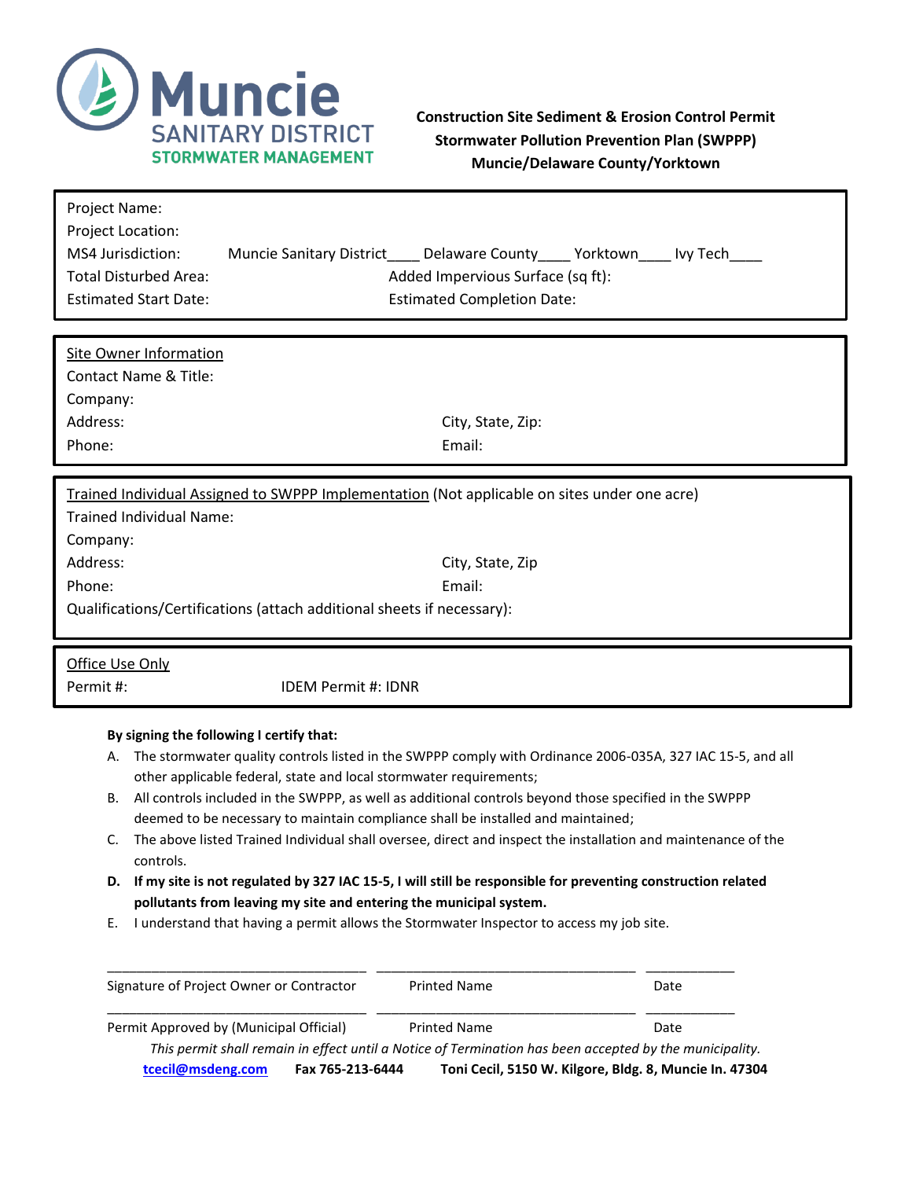**Muncie SANITARY DISTRICT STORMWATER MANAGEMENT**

**Construction Site Sediment & Erosion Control Permit**
**Stormwater Pollution Prevention Plan (SWPPP)**
**Muncie/Delaware County/Yorktown**

Project Name:
Project Location:
MS4 Jurisdiction: Muncie Sanitary District____ Delaware County____ Yorktown____ Ivy Tech____
Total Disturbed Area: Added Impervious Surface (sq ft):
Estimated Start Date: Estimated Completion Date:

Site Owner Information
Contact Name & Title:
Company:
Address: City, State, Zip:
Phone: Email:

Trained Individual Assigned to SWPPP Implementation (Not applicable on sites under one acre)
Trained Individual Name:
Company:
Address: City, State, Zip
Phone: Email:
Qualifications/Certifications (attach additional sheets if necessary):

Office Use Only
Permit #: IDEM Permit #: IDNR

**By signing the following I certify that:**

A. The stormwater quality controls listed in the SWPPP comply with Ordinance 2006-035A, 327 IAC 15-5, and all other applicable federal, state and local stormwater requirements;
B. All controls included in the SWPPP, as well as additional controls beyond those specified in the SWPPP deemed to be necessary to maintain compliance shall be installed and maintained;
C. The above listed Trained Individual shall oversee, direct and inspect the installation and maintenance of the controls.
D. **If my site is not regulated by 327 IAC 15-5, I will still be responsible for preventing construction related pollutants from leaving my site and entering the municipal system.**
E. I understand that having a permit allows the Stormwater Inspector to access my job site.

| ___________________________________ | ___________________________________ | ____________ |
|---|---|---|
| Signature of Project Owner or Contractor | Printed Name | Date |
| ___________________________________ | ___________________________________ | ____________ |
| Permit Approved by (Municipal Official) | Printed Name | Date |

*This permit shall remain in effect until a Notice of Termination has been accepted by the municipality.*

**tcecil@msdeng.com** **Fax 765-213-6444** **Toni Cecil, 5150 W. Kilgore, Bldg. 8, Muncie In. 47304**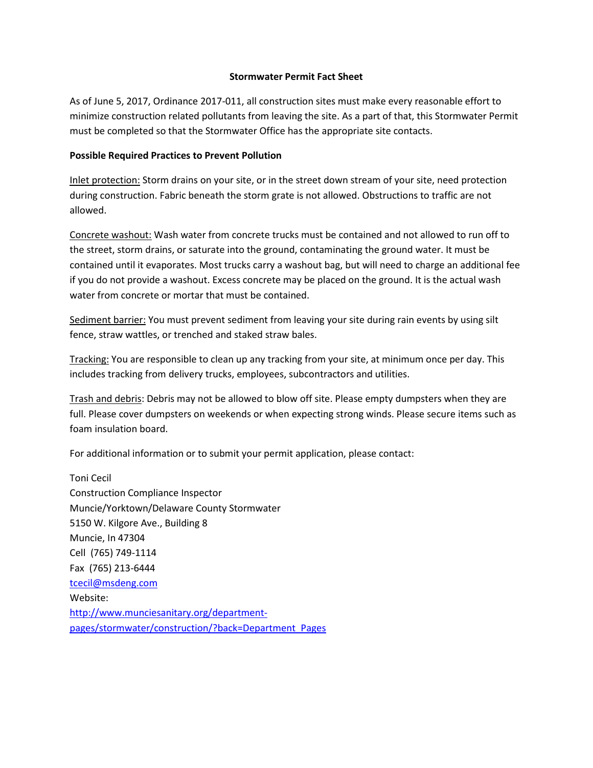**Stormwater Permit Fact Sheet**

As of June 5, 2017, Ordinance 2017-011, all construction sites must make every reasonable effort to minimize construction related pollutants from leaving the site. As a part of that, this Stormwater Permit must be completed so that the Stormwater Office has the appropriate site contacts.

**Possible Required Practices to Prevent Pollution**

Inlet protection: Storm drains on your site, or in the street down stream of your site, need protection during construction. Fabric beneath the storm grate is not allowed. Obstructions to traffic are not allowed.

Concrete washout: Wash water from concrete trucks must be contained and not allowed to run off to the street, storm drains, or saturate into the ground, contaminating the ground water. It must be contained until it evaporates. Most trucks carry a washout bag, but will need to charge an additional fee if you do not provide a washout. Excess concrete may be placed on the ground. It is the actual wash water from concrete or mortar that must be contained.

Sediment barrier: You must prevent sediment from leaving your site during rain events by using silt fence, straw wattles, or trenched and staked straw bales.

Tracking: You are responsible to clean up any tracking from your site, at minimum once per day. This includes tracking from delivery trucks, employees, subcontractors and utilities.

Trash and debris: Debris may not be allowed to blow off site. Please empty dumpsters when they are full. Please cover dumpsters on weekends or when expecting strong winds. Please secure items such as foam insulation board.

For additional information or to submit your permit application, please contact:

Toni Cecil
Construction Compliance Inspector
Muncie/Yorktown/Delaware County Stormwater
5150 W. Kilgore Ave., Building 8
Muncie, In 47304
Cell (765) 749-1114
Fax (765) 213-6444
tcecil@msdeng.com
Website:
http://www.munciesanitary.org/department-pages/stormwater/construction/?back=Department_Pages